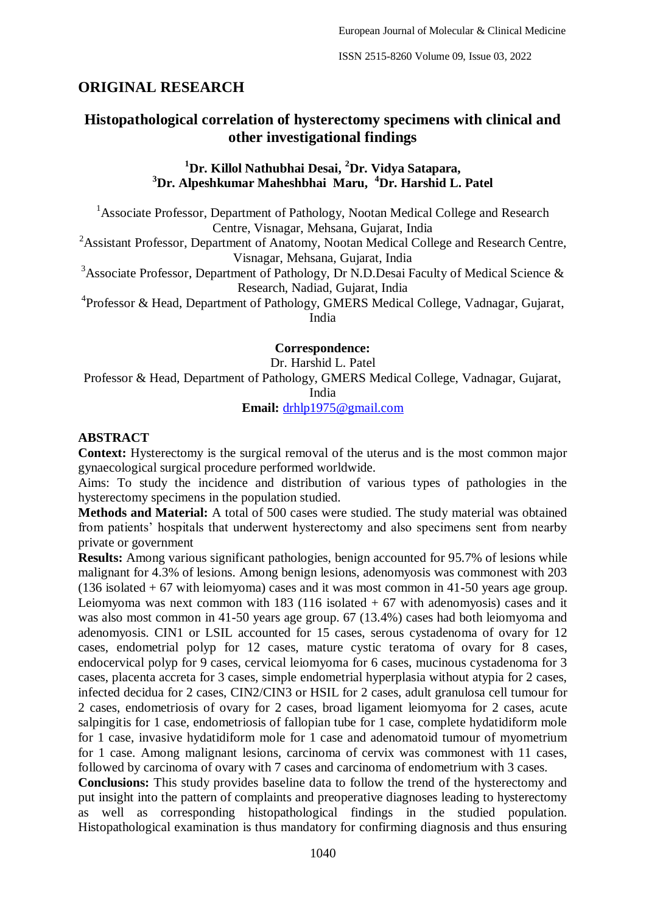## ORIGINAL RESEARCH

# Histopathological correlation of hysterectomy specimens with clinical and other investigational findings

**[1]Dr. Killol Nathubhai Desai, [2]Dr. Vidya Satapara, [3]Dr. Alpeshkumar Maheshbhai Maru, [4]Dr. Harshid L. Patel**

[1]Associate Professor, Department of Pathology, Nootan Medical College and Research Centre, Visnagar, Mehsana, Gujarat, India

[2]Assistant Professor, Department of Anatomy, Nootan Medical College and Research Centre, Visnagar, Mehsana, Gujarat, India

[3]Associate Professor, Department of Pathology, Dr N.D.Desai Faculty of Medical Science & Research, Nadiad, Gujarat, India

[4]Professor & Head, Department of Pathology, GMERS Medical College, Vadnagar, Gujarat, India

**Correspondence:**
Dr. Harshid L. Patel
Professor & Head, Department of Pathology, GMERS Medical College, Vadnagar, Gujarat, India
**Email:** drhlp1975@gmail.com

## ABSTRACT

**Context:** Hysterectomy is the surgical removal of the uterus and is the most common major gynaecological surgical procedure performed worldwide.

Aims: To study the incidence and distribution of various types of pathologies in the hysterectomy specimens in the population studied.

**Methods and Material:** A total of 500 cases were studied. The study material was obtained from patients' hospitals that underwent hysterectomy and also specimens sent from nearby private or government

**Results:** Among various significant pathologies, benign accounted for 95.7% of lesions while malignant for 4.3% of lesions. Among benign lesions, adenomyosis was commonest with 203 (136 isolated + 67 with leiomyoma) cases and it was most common in 41-50 years age group. Leiomyoma was next common with 183 (116 isolated + 67 with adenomyosis) cases and it was also most common in 41-50 years age group. 67 (13.4%) cases had both leiomyoma and adenomyosis. CIN1 or LSIL accounted for 15 cases, serous cystadenoma of ovary for 12 cases, endometrial polyp for 12 cases, mature cystic teratoma of ovary for 8 cases, endocervical polyp for 9 cases, cervical leiomyoma for 6 cases, mucinous cystadenoma for 3 cases, placenta accreta for 3 cases, simple endometrial hyperplasia without atypia for 2 cases, infected decidua for 2 cases, CIN2/CIN3 or HSIL for 2 cases, adult granulosa cell tumour for 2 cases, endometriosis of ovary for 2 cases, broad ligament leiomyoma for 2 cases, acute salpingitis for 1 case, endometriosis of fallopian tube for 1 case, complete hydatidiform mole for 1 case, invasive hydatidiform mole for 1 case and adenomatoid tumour of myometrium for 1 case. Among malignant lesions, carcinoma of cervix was commonest with 11 cases, followed by carcinoma of ovary with 7 cases and carcinoma of endometrium with 3 cases.

**Conclusions:** This study provides baseline data to follow the trend of the hysterectomy and put insight into the pattern of complaints and preoperative diagnoses leading to hysterectomy as well as corresponding histopathological findings in the studied population. Histopathological examination is thus mandatory for confirming diagnosis and thus ensuring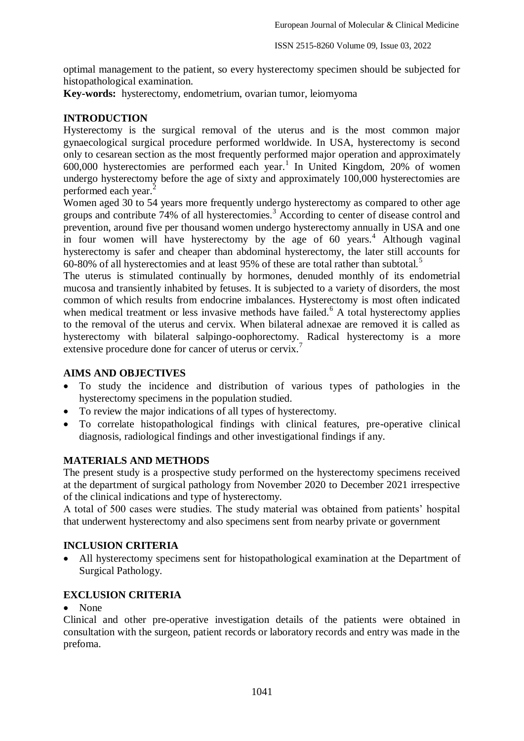optimal management to the patient, so every hysterectomy specimen should be subjected for histopathological examination.

**Key-words:** hysterectomy, endometrium, ovarian tumor, leiomyoma

## INTRODUCTION

Hysterectomy is the surgical removal of the uterus and is the most common major gynaecological surgical procedure performed worldwide. In USA, hysterectomy is second only to cesarean section as the most frequently performed major operation and approximately 600,000 hysterectomies are performed each year.[1] In United Kingdom, 20% of women undergo hysterectomy before the age of sixty and approximately 100,000 hysterectomies are performed each year.[2]

Women aged 30 to 54 years more frequently undergo hysterectomy as compared to other age groups and contribute 74% of all hysterectomies.[3] According to center of disease control and prevention, around five per thousand women undergo hysterectomy annually in USA and one in four women will have hysterectomy by the age of 60 years.[4] Although vaginal hysterectomy is safer and cheaper than abdominal hysterectomy, the later still accounts for 60-80% of all hysterectomies and at least 95% of these are total rather than subtotal.[5]

The uterus is stimulated continually by hormones, denuded monthly of its endometrial mucosa and transiently inhabited by fetuses. It is subjected to a variety of disorders, the most common of which results from endocrine imbalances. Hysterectomy is most often indicated when medical treatment or less invasive methods have failed.[6] A total hysterectomy applies to the removal of the uterus and cervix. When bilateral adnexae are removed it is called as hysterectomy with bilateral salpingo-oophorectomy. Radical hysterectomy is a more extensive procedure done for cancer of uterus or cervix.[7]

## AIMS AND OBJECTIVES

- To study the incidence and distribution of various types of pathologies in the hysterectomy specimens in the population studied.
- To review the major indications of all types of hysterectomy.
- To correlate histopathological findings with clinical features, pre-operative clinical diagnosis, radiological findings and other investigational findings if any.

## MATERIALS AND METHODS

The present study is a prospective study performed on the hysterectomy specimens received at the department of surgical pathology from November 2020 to December 2021 irrespective of the clinical indications and type of hysterectomy.

A total of 500 cases were studies. The study material was obtained from patients' hospital that underwent hysterectomy and also specimens sent from nearby private or government

## INCLUSION CRITERIA

- All hysterectomy specimens sent for histopathological examination at the Department of Surgical Pathology.

## EXCLUSION CRITERIA

- None

Clinical and other pre-operative investigation details of the patients were obtained in consultation with the surgeon, patient records or laboratory records and entry was made in the prefoma.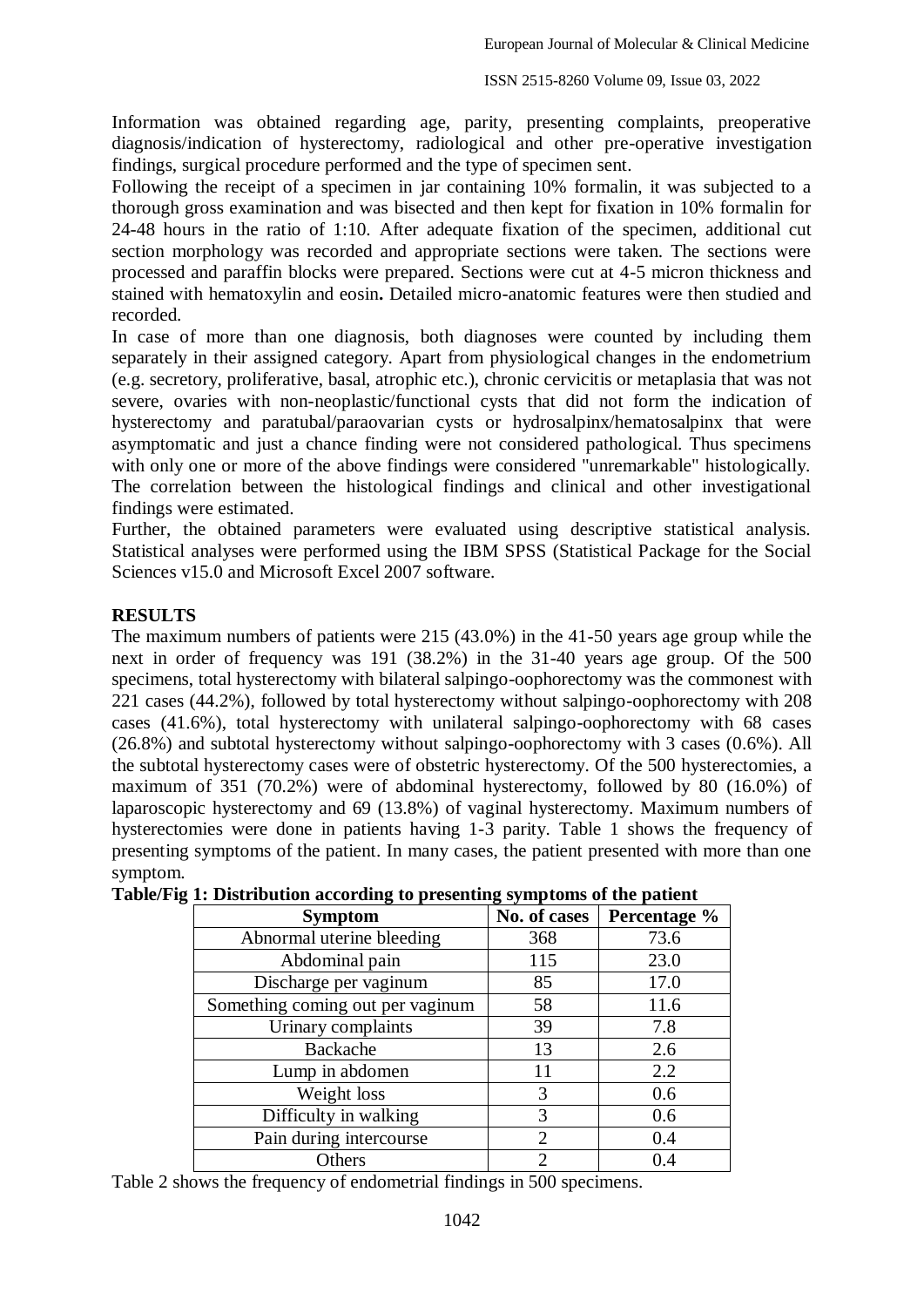Information was obtained regarding age, parity, presenting complaints, preoperative diagnosis/indication of hysterectomy, radiological and other pre-operative investigation findings, surgical procedure performed and the type of specimen sent.

Following the receipt of a specimen in jar containing 10% formalin, it was subjected to a thorough gross examination and was bisected and then kept for fixation in 10% formalin for 24-48 hours in the ratio of 1:10. After adequate fixation of the specimen, additional cut section morphology was recorded and appropriate sections were taken. The sections were processed and paraffin blocks were prepared. Sections were cut at 4-5 micron thickness and stained with hematoxylin and eosin**.** Detailed micro-anatomic features were then studied and recorded.

In case of more than one diagnosis, both diagnoses were counted by including them separately in their assigned category. Apart from physiological changes in the endometrium (e.g. secretory, proliferative, basal, atrophic etc.), chronic cervicitis or metaplasia that was not severe, ovaries with non-neoplastic/functional cysts that did not form the indication of hysterectomy and paratubal/paraovarian cysts or hydrosalpinx/hematosalpinx that were asymptomatic and just a chance finding were not considered pathological. Thus specimens with only one or more of the above findings were considered "unremarkable" histologically. The correlation between the histological findings and clinical and other investigational findings were estimated.

Further, the obtained parameters were evaluated using descriptive statistical analysis. Statistical analyses were performed using the IBM SPSS (Statistical Package for the Social Sciences v15.0 and Microsoft Excel 2007 software.

## RESULTS

The maximum numbers of patients were 215 (43.0%) in the 41-50 years age group while the next in order of frequency was 191 (38.2%) in the 31-40 years age group. Of the 500 specimens, total hysterectomy with bilateral salpingo-oophorectomy was the commonest with 221 cases (44.2%), followed by total hysterectomy without salpingo-oophorectomy with 208 cases (41.6%), total hysterectomy with unilateral salpingo-oophorectomy with 68 cases (26.8%) and subtotal hysterectomy without salpingo-oophorectomy with 3 cases (0.6%). All the subtotal hysterectomy cases were of obstetric hysterectomy. Of the 500 hysterectomies, a maximum of 351 (70.2%) were of abdominal hysterectomy, followed by 80 (16.0%) of laparoscopic hysterectomy and 69 (13.8%) of vaginal hysterectomy. Maximum numbers of hysterectomies were done in patients having 1-3 parity. Table 1 shows the frequency of presenting symptoms of the patient. In many cases, the patient presented with more than one symptom.

**Table/Fig 1: Distribution according to presenting symptoms of the patient**

| Symptom | No. of cases | Percentage % |
|---|---|---|
| Abnormal uterine bleeding | 368 | 73.6 |
| Abdominal pain | 115 | 23.0 |
| Discharge per vaginum | 85 | 17.0 |
| Something coming out per vaginum | 58 | 11.6 |
| Urinary complaints | 39 | 7.8 |
| Backache | 13 | 2.6 |
| Lump in abdomen | 11 | 2.2 |
| Weight loss | 3 | 0.6 |
| Difficulty in walking | 3 | 0.6 |
| Pain during intercourse | 2 | 0.4 |
| Others | 2 | 0.4 |

Table 2 shows the frequency of endometrial findings in 500 specimens.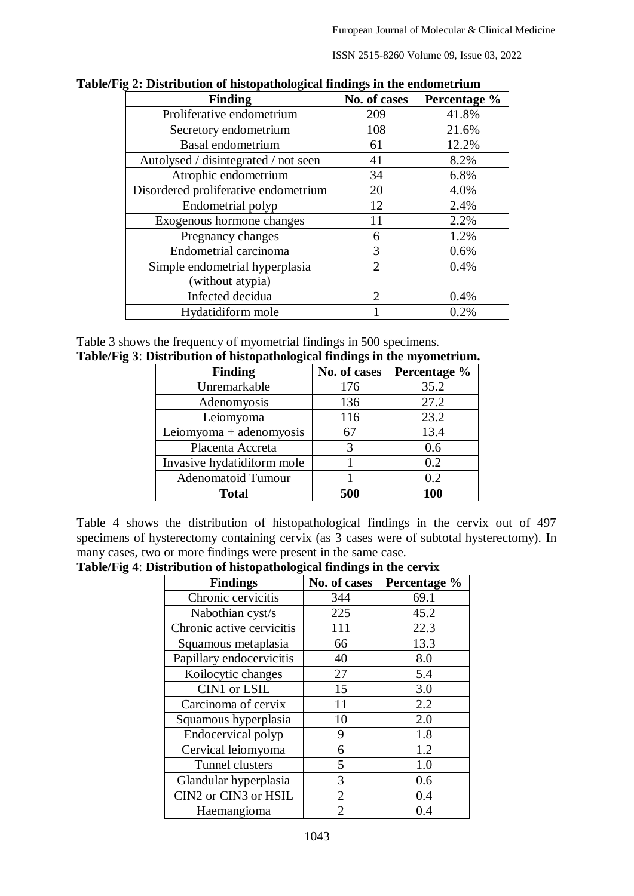**Table/Fig 2: Distribution of histopathological findings in the endometrium**

| Finding | No. of cases | Percentage % |
|---|---|---|
| Proliferative endometrium | 209 | 41.8% |
| Secretory endometrium | 108 | 21.6% |
| Basal endometrium | 61 | 12.2% |
| Autolysed / disintegrated / not seen | 41 | 8.2% |
| Atrophic endometrium | 34 | 6.8% |
| Disordered proliferative endometrium | 20 | 4.0% |
| Endometrial polyp | 12 | 2.4% |
| Exogenous hormone changes | 11 | 2.2% |
| Pregnancy changes | 6 | 1.2% |
| Endometrial carcinoma | 3 | 0.6% |
| Simple endometrial hyperplasia (without atypia) | 2 | 0.4% |
| Infected decidua | 2 | 0.4% |
| Hydatidiform mole | 1 | 0.2% |

Table 3 shows the frequency of myometrial findings in 500 specimens.

**Table/Fig 3**: **Distribution of histopathological findings in the myometrium.**

| Finding | No. of cases | Percentage % |
|---|---|---|
| Unremarkable | 176 | 35.2 |
| Adenomyosis | 136 | 27.2 |
| Leiomyoma | 116 | 23.2 |
| Leiomyoma + adenomyosis | 67 | 13.4 |
| Placenta Accreta | 3 | 0.6 |
| Invasive hydatidiform mole | 1 | 0.2 |
| Adenomatoid Tumour | 1 | 0.2 |
| **Total** | **500** | **100** |

Table 4 shows the distribution of histopathological findings in the cervix out of 497 specimens of hysterectomy containing cervix (as 3 cases were of subtotal hysterectomy). In many cases, two or more findings were present in the same case.

**Table/Fig 4**: **Distribution of histopathological findings in the cervix**

| Findings | No. of cases | Percentage % |
|---|---|---|
| Chronic cervicitis | 344 | 69.1 |
| Nabothian cyst/s | 225 | 45.2 |
| Chronic active cervicitis | 111 | 22.3 |
| Squamous metaplasia | 66 | 13.3 |
| Papillary endocervicitis | 40 | 8.0 |
| Koilocytic changes | 27 | 5.4 |
| CIN1 or LSIL | 15 | 3.0 |
| Carcinoma of cervix | 11 | 2.2 |
| Squamous hyperplasia | 10 | 2.0 |
| Endocervical polyp | 9 | 1.8 |
| Cervical leiomyoma | 6 | 1.2 |
| Tunnel clusters | 5 | 1.0 |
| Glandular hyperplasia | 3 | 0.6 |
| CIN2 or CIN3 or HSIL | 2 | 0.4 |
| Haemangioma | 2 | 0.4 |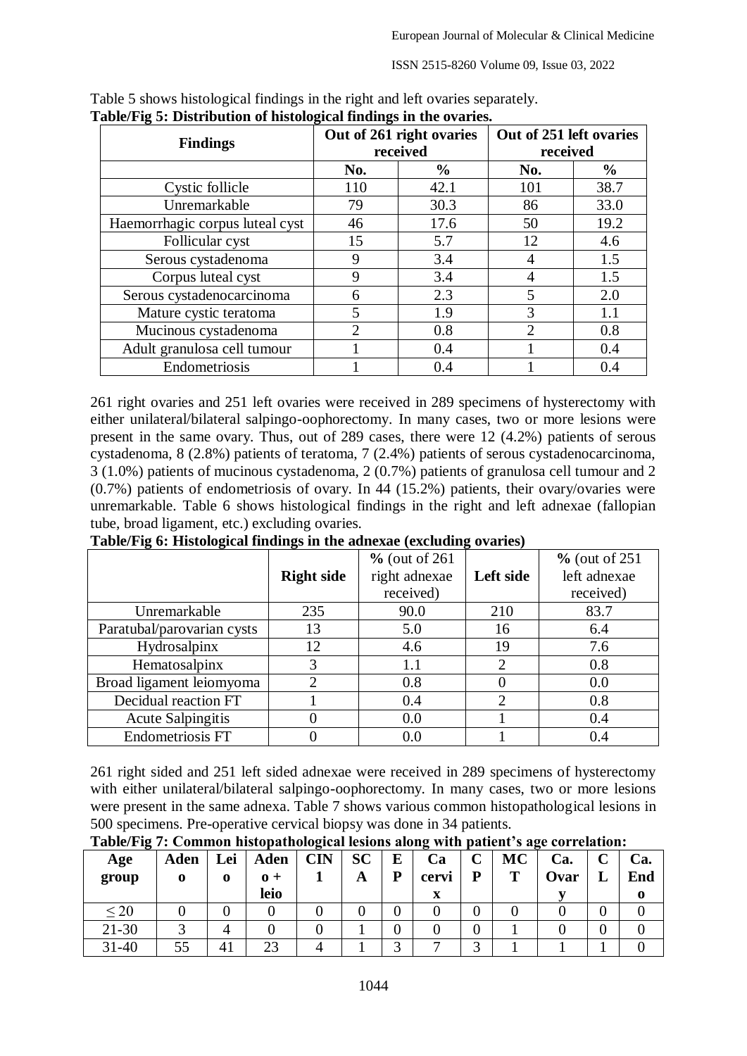Table 5 shows histological findings in the right and left ovaries separately.

**Table/Fig 5: Distribution of histological findings in the ovaries.**

| Findings | Out of 261 right ovaries received | | Out of 251 left ovaries received | |
|---|---|---|---|---|
| | No. | % | No. | % |
| Cystic follicle | 110 | 42.1 | 101 | 38.7 |
| Unremarkable | 79 | 30.3 | 86 | 33.0 |
| Haemorrhagic corpus luteal cyst | 46 | 17.6 | 50 | 19.2 |
| Follicular cyst | 15 | 5.7 | 12 | 4.6 |
| Serous cystadenoma | 9 | 3.4 | 4 | 1.5 |
| Corpus luteal cyst | 9 | 3.4 | 4 | 1.5 |
| Serous cystadenocarcinoma | 6 | 2.3 | 5 | 2.0 |
| Mature cystic teratoma | 5 | 1.9 | 3 | 1.1 |
| Mucinous cystadenoma | 2 | 0.8 | 2 | 0.8 |
| Adult granulosa cell tumour | 1 | 0.4 | 1 | 0.4 |
| Endometriosis | 1 | 0.4 | 1 | 0.4 |

261 right ovaries and 251 left ovaries were received in 289 specimens of hysterectomy with either unilateral/bilateral salpingo-oophorectomy. In many cases, two or more lesions were present in the same ovary. Thus, out of 289 cases, there were 12 (4.2%) patients of serous cystadenoma, 8 (2.8%) patients of teratoma, 7 (2.4%) patients of serous cystadenocarcinoma, 3 (1.0%) patients of mucinous cystadenoma, 2 (0.7%) patients of granulosa cell tumour and 2 (0.7%) patients of endometriosis of ovary. In 44 (15.2%) patients, their ovary/ovaries were unremarkable. Table 6 shows histological findings in the right and left adnexae (fallopian tube, broad ligament, etc.) excluding ovaries.

**Table/Fig 6: Histological findings in the adnexae (excluding ovaries)**

| | Right side | % (out of 261 right adnexae received) | Left side | % (out of 251 left adnexae received) |
|---|---|---|---|---|
| Unremarkable | 235 | 90.0 | 210 | 83.7 |
| Paratubal/parovarian cysts | 13 | 5.0 | 16 | 6.4 |
| Hydrosalpinx | 12 | 4.6 | 19 | 7.6 |
| Hematosalpinx | 3 | 1.1 | 2 | 0.8 |
| Broad ligament leiomyoma | 2 | 0.8 | 0 | 0.0 |
| Decidual reaction FT | 1 | 0.4 | 2 | 0.8 |
| Acute Salpingitis | 0 | 0.0 | 1 | 0.4 |
| Endometriosis FT | 0 | 0.0 | 1 | 0.4 |

261 right sided and 251 left sided adnexae were received in 289 specimens of hysterectomy with either unilateral/bilateral salpingo-oophorectomy. In many cases, two or more lesions were present in the same adnexa. Table 7 shows various common histopathological lesions in 500 specimens. Pre-operative cervical biopsy was done in 34 patients.

**Table/Fig 7: Common histopathological lesions along with patient's age correlation:**

| Age group | Adeno | Leio | Adeno + leio | CIN 1 | SCA | EP | Ca cervix | CP | MCT | Ca. Ovary | CL | Ca. Endo |
|---|---|---|---|---|---|---|---|---|---|---|---|---|
| ≤ 20 | 0 | 0 | 0 | 0 | 0 | 0 | 0 | 0 | 0 | 0 | 0 | 0 |
| 21-30 | 3 | 4 | 0 | 0 | 1 | 0 | 0 | 0 | 1 | 0 | 0 | 0 |
| 31-40 | 55 | 41 | 23 | 4 | 1 | 3 | 7 | 3 | 1 | 1 | 1 | 0 |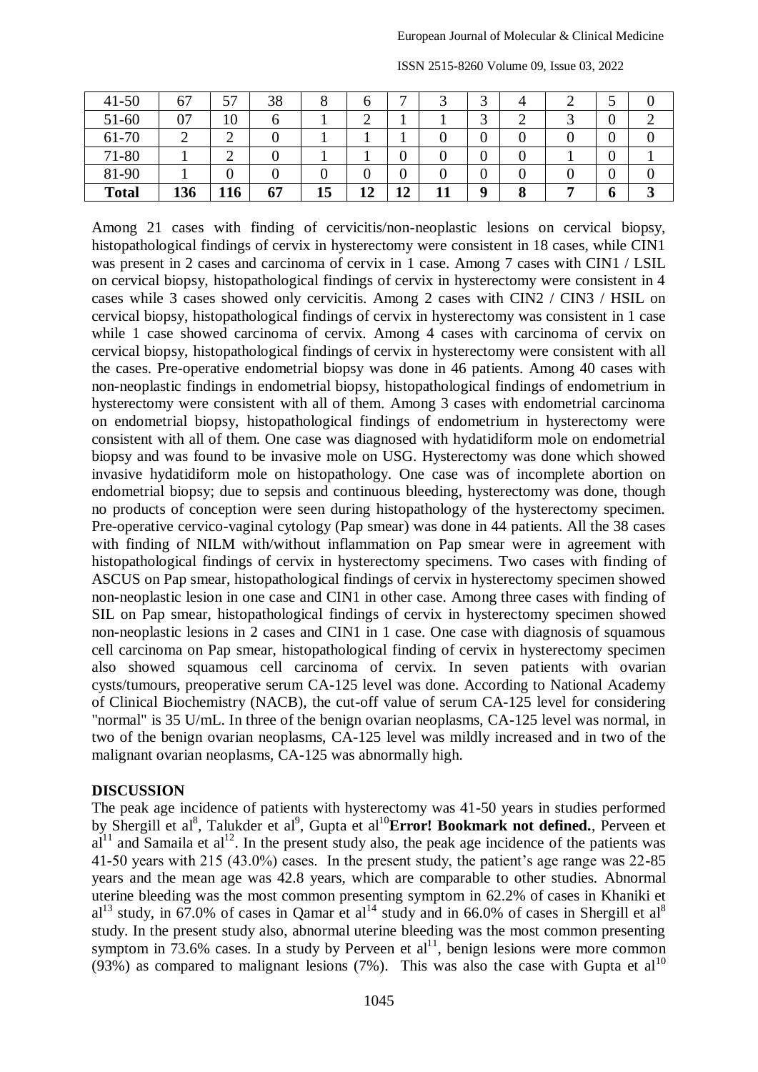| 41-50 | 67 | 57 | 38 | 8 | 6 | 7 | 3 | 3 | 4 | 2 | 5 | 0 |
|---|---|---|---|---|---|---|---|---|---|---|---|---|
| 51-60 | 07 | 10 | 6 | 1 | 2 | 1 | 1 | 3 | 2 | 3 | 0 | 2 |
| 61-70 | 2 | 2 | 0 | 1 | 1 | 1 | 0 | 0 | 0 | 0 | 0 | 0 |
| 71-80 | 1 | 2 | 0 | 1 | 1 | 0 | 0 | 0 | 0 | 1 | 0 | 1 |
| 81-90 | 1 | 0 | 0 | 0 | 0 | 0 | 0 | 0 | 0 | 0 | 0 | 0 |
| **Total** | **136** | **116** | **67** | **15** | **12** | **12** | **11** | **9** | **8** | **7** | **6** | **3** |

Among 21 cases with finding of cervicitis/non-neoplastic lesions on cervical biopsy, histopathological findings of cervix in hysterectomy were consistent in 18 cases, while CIN1 was present in 2 cases and carcinoma of cervix in 1 case. Among 7 cases with CIN1 / LSIL on cervical biopsy, histopathological findings of cervix in hysterectomy were consistent in 4 cases while 3 cases showed only cervicitis. Among 2 cases with CIN2 / CIN3 / HSIL on cervical biopsy, histopathological findings of cervix in hysterectomy was consistent in 1 case while 1 case showed carcinoma of cervix. Among 4 cases with carcinoma of cervix on cervical biopsy, histopathological findings of cervix in hysterectomy were consistent with all the cases. Pre-operative endometrial biopsy was done in 46 patients. Among 40 cases with non-neoplastic findings in endometrial biopsy, histopathological findings of endometrium in hysterectomy were consistent with all of them. Among 3 cases with endometrial carcinoma on endometrial biopsy, histopathological findings of endometrium in hysterectomy were consistent with all of them. One case was diagnosed with hydatidiform mole on endometrial biopsy and was found to be invasive mole on USG. Hysterectomy was done which showed invasive hydatidiform mole on histopathology. One case was of incomplete abortion on endometrial biopsy; due to sepsis and continuous bleeding, hysterectomy was done, though no products of conception were seen during histopathology of the hysterectomy specimen. Pre-operative cervico-vaginal cytology (Pap smear) was done in 44 patients. All the 38 cases with finding of NILM with/without inflammation on Pap smear were in agreement with histopathological findings of cervix in hysterectomy specimens. Two cases with finding of ASCUS on Pap smear, histopathological findings of cervix in hysterectomy specimen showed non-neoplastic lesion in one case and CIN1 in other case. Among three cases with finding of SIL on Pap smear, histopathological findings of cervix in hysterectomy specimen showed non-neoplastic lesions in 2 cases and CIN1 in 1 case. One case with diagnosis of squamous cell carcinoma on Pap smear, histopathological finding of cervix in hysterectomy specimen also showed squamous cell carcinoma of cervix. In seven patients with ovarian cysts/tumours, preoperative serum CA-125 level was done. According to National Academy of Clinical Biochemistry (NACB), the cut-off value of serum CA-125 level for considering "normal" is 35 U/mL. In three of the benign ovarian neoplasms, CA-125 level was normal, in two of the benign ovarian neoplasms, CA-125 level was mildly increased and in two of the malignant ovarian neoplasms, CA-125 was abnormally high.

## DISCUSSION

The peak age incidence of patients with hysterectomy was 41-50 years in studies performed by Shergill et al[8], Talukder et al[9], Gupta et al[10]**Error! Bookmark not defined.**, Perveen et al[11] and Samaila et al[12]. In the present study also, the peak age incidence of the patients was 41-50 years with 215 (43.0%) cases. In the present study, the patient's age range was 22-85 years and the mean age was 42.8 years, which are comparable to other studies. Abnormal uterine bleeding was the most common presenting symptom in 62.2% of cases in Khaniki et al[13] study, in 67.0% of cases in Qamar et al[14] study and in 66.0% of cases in Shergill et al[8] study. In the present study also, abnormal uterine bleeding was the most common presenting symptom in 73.6% cases. In a study by Perveen et al[11], benign lesions were more common (93%) as compared to malignant lesions (7%). This was also the case with Gupta et al[10]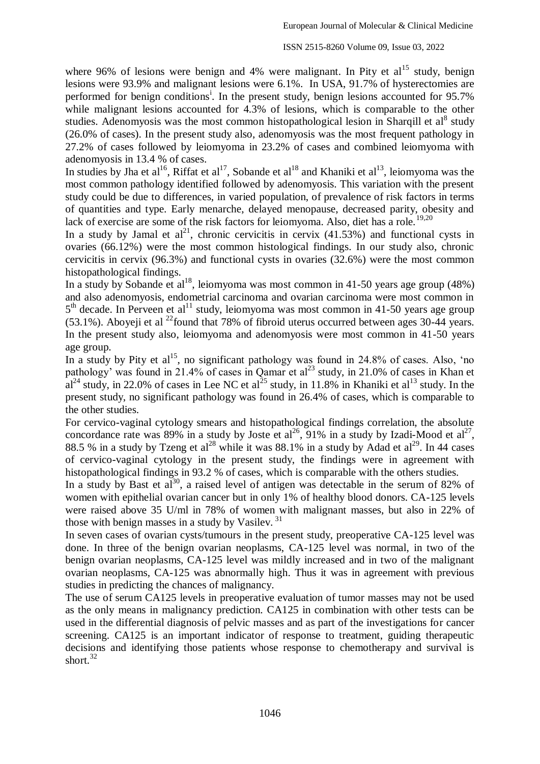where 96% of lesions were benign and 4% were malignant. In Pity et al[15] study, benign lesions were 93.9% and malignant lesions were 6.1%. In USA, 91.7% of hysterectomies are performed for benign conditions[i]. In the present study, benign lesions accounted for 95.7% while malignant lesions accounted for 4.3% of lesions, which is comparable to the other studies. Adenomyosis was the most common histopathological lesion in Sharqill et al[8] study (26.0% of cases). In the present study also, adenomyosis was the most frequent pathology in 27.2% of cases followed by leiomyoma in 23.2% of cases and combined leiomyoma with adenomyosis in 13.4 % of cases.

In studies by Jha et al[16], Riffat et al[17], Sobande et al[18] and Khaniki et al[13], leiomyoma was the most common pathology identified followed by adenomyosis. This variation with the present study could be due to differences, in varied population, of prevalence of risk factors in terms of quantities and type. Early menarche, delayed menopause, decreased parity, obesity and lack of exercise are some of the risk factors for leiomyoma. Also, diet has a role.[19,20]

In a study by Jamal et al[21], chronic cervicitis in cervix (41.53%) and functional cysts in ovaries (66.12%) were the most common histological findings. In our study also, chronic cervicitis in cervix (96.3%) and functional cysts in ovaries (32.6%) were the most common histopathological findings.

In a study by Sobande et al[18], leiomyoma was most common in 41-50 years age group (48%) and also adenomyosis, endometrial carcinoma and ovarian carcinoma were most common in 5[th] decade. In Perveen et al[11] study, leiomyoma was most common in 41-50 years age group (53.1%). Aboyeji et al [22]found that 78% of fibroid uterus occurred between ages 30-44 years. In the present study also, leiomyoma and adenomyosis were most common in 41-50 years age group.

In a study by Pity et al[15], no significant pathology was found in 24.8% of cases. Also, 'no pathology' was found in 21.4% of cases in Qamar et al[23] study, in 21.0% of cases in Khan et al[24] study, in 22.0% of cases in Lee NC et al[25] study, in 11.8% in Khaniki et al[13] study. In the present study, no significant pathology was found in 26.4% of cases, which is comparable to the other studies.

For cervico-vaginal cytology smears and histopathological findings correlation, the absolute concordance rate was 89% in a study by Joste et al[26], 91% in a study by Izadi-Mood et al[27], 88.5 % in a study by Tzeng et al[28] while it was 88.1% in a study by Adad et al[29]. In 44 cases of cervico-vaginal cytology in the present study, the findings were in agreement with histopathological findings in 93.2 % of cases, which is comparable with the others studies.

In a study by Bast et al[30], a raised level of antigen was detectable in the serum of 82% of women with epithelial ovarian cancer but in only 1% of healthy blood donors. CA-125 levels were raised above 35 U/ml in 78% of women with malignant masses, but also in 22% of those with benign masses in a study by Vasilev. [31]

In seven cases of ovarian cysts/tumours in the present study, preoperative CA-125 level was done. In three of the benign ovarian neoplasms, CA-125 level was normal, in two of the benign ovarian neoplasms, CA-125 level was mildly increased and in two of the malignant ovarian neoplasms, CA-125 was abnormally high. Thus it was in agreement with previous studies in predicting the chances of malignancy.

The use of serum CA125 levels in preoperative evaluation of tumor masses may not be used as the only means in malignancy prediction. CA125 in combination with other tests can be used in the differential diagnosis of pelvic masses and as part of the investigations for cancer screening. CA125 is an important indicator of response to treatment, guiding therapeutic decisions and identifying those patients whose response to chemotherapy and survival is short.[32]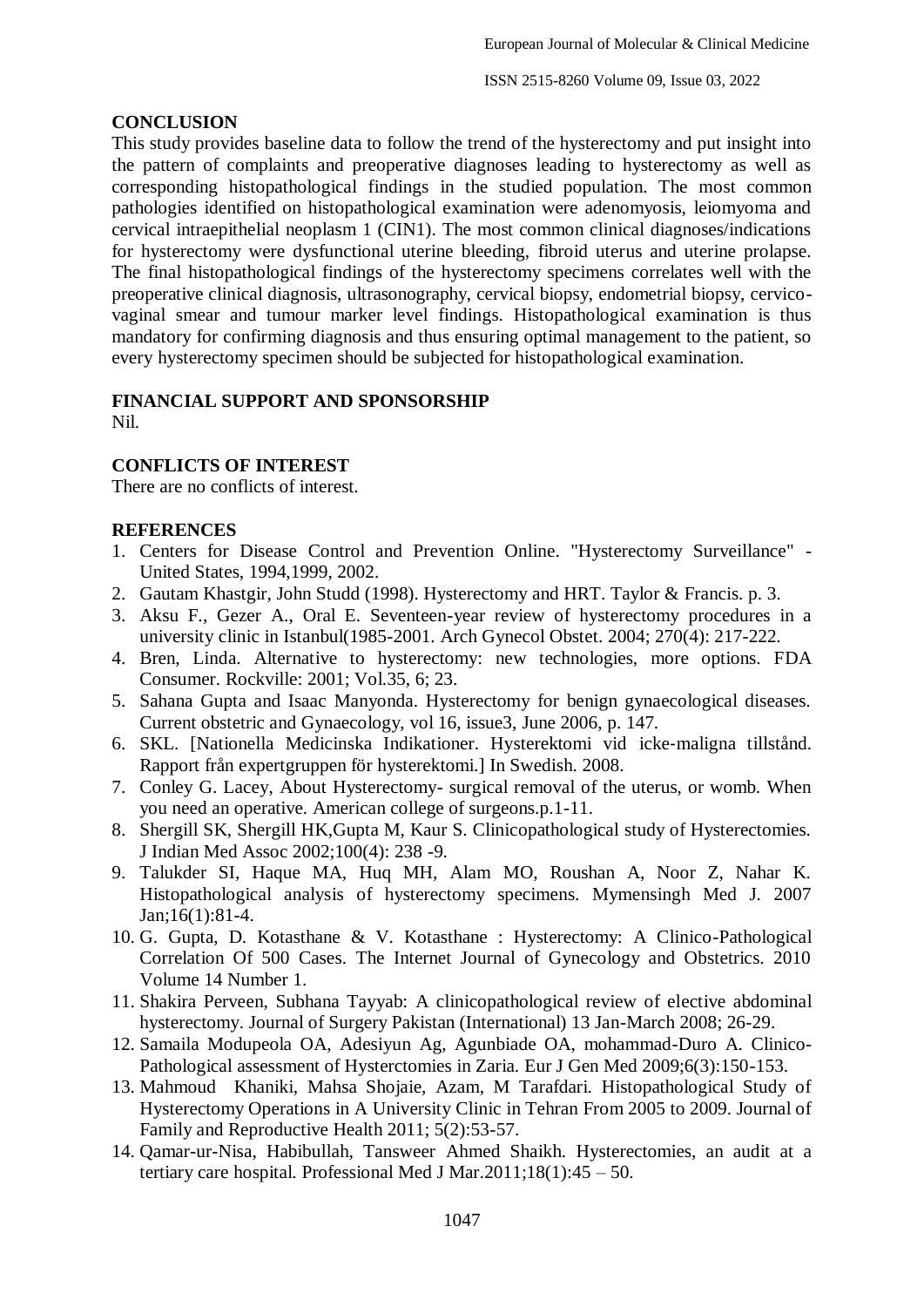## CONCLUSION

This study provides baseline data to follow the trend of the hysterectomy and put insight into the pattern of complaints and preoperative diagnoses leading to hysterectomy as well as corresponding histopathological findings in the studied population. The most common pathologies identified on histopathological examination were adenomyosis, leiomyoma and cervical intraepithelial neoplasm 1 (CIN1). The most common clinical diagnoses/indications for hysterectomy were dysfunctional uterine bleeding, fibroid uterus and uterine prolapse. The final histopathological findings of the hysterectomy specimens correlates well with the preoperative clinical diagnosis, ultrasonography, cervical biopsy, endometrial biopsy, cervico-vaginal smear and tumour marker level findings. Histopathological examination is thus mandatory for confirming diagnosis and thus ensuring optimal management to the patient, so every hysterectomy specimen should be subjected for histopathological examination.

## FINANCIAL SUPPORT AND SPONSORSHIP

Nil.

## CONFLICTS OF INTEREST

There are no conflicts of interest.

## REFERENCES

1. Centers for Disease Control and Prevention Online. "Hysterectomy Surveillance" - United States, 1994,1999, 2002.
2. Gautam Khastgir, John Studd (1998). Hysterectomy and HRT. Taylor & Francis. p. 3.
3. Aksu F., Gezer A., Oral E. Seventeen-year review of hysterectomy procedures in a university clinic in Istanbul(1985-2001. Arch Gynecol Obstet. 2004; 270(4): 217-222.
4. Bren, Linda. Alternative to hysterectomy: new technologies, more options. FDA Consumer. Rockville: 2001; Vol.35, 6; 23.
5. Sahana Gupta and Isaac Manyonda. Hysterectomy for benign gynaecological diseases. Current obstetric and Gynaecology, vol 16, issue3, June 2006, p. 147.
6. SKL. [Nationella Medicinska Indikationer. Hysterektomi vid icke-maligna tillstånd. Rapport från expertgruppen för hysterektomi.] In Swedish. 2008.
7. Conley G. Lacey, About Hysterectomy- surgical removal of the uterus, or womb. When you need an operative. American college of surgeons.p.1-11.
8. Shergill SK, Shergill HK,Gupta M, Kaur S. Clinicopathological study of Hysterectomies. J Indian Med Assoc 2002;100(4): 238 -9.
9. Talukder SI, Haque MA, Huq MH, Alam MO, Roushan A, Noor Z, Nahar K. Histopathological analysis of hysterectomy specimens. Mymensingh Med J. 2007 Jan;16(1):81-4.
10. G. Gupta, D. Kotasthane & V. Kotasthane : Hysterectomy: A Clinico-Pathological Correlation Of 500 Cases. The Internet Journal of Gynecology and Obstetrics. 2010 Volume 14 Number 1.
11. Shakira Perveen, Subhana Tayyab: A clinicopathological review of elective abdominal hysterectomy. Journal of Surgery Pakistan (International) 13 Jan-March 2008; 26-29.
12. Samaila Modupeola OA, Adesiyun Ag, Agunbiade OA, mohammad-Duro A. Clinico-Pathological assessment of Hysterctomies in Zaria. Eur J Gen Med 2009;6(3):150-153.
13. Mahmoud Khaniki, Mahsa Shojaie, Azam, M Tarafdari. Histopathological Study of Hysterectomy Operations in A University Clinic in Tehran From 2005 to 2009. Journal of Family and Reproductive Health 2011; 5(2):53-57.
14. Qamar-ur-Nisa, Habibullah, Tansweer Ahmed Shaikh. Hysterectomies, an audit at a tertiary care hospital. Professional Med J Mar.2011;18(1):45 – 50.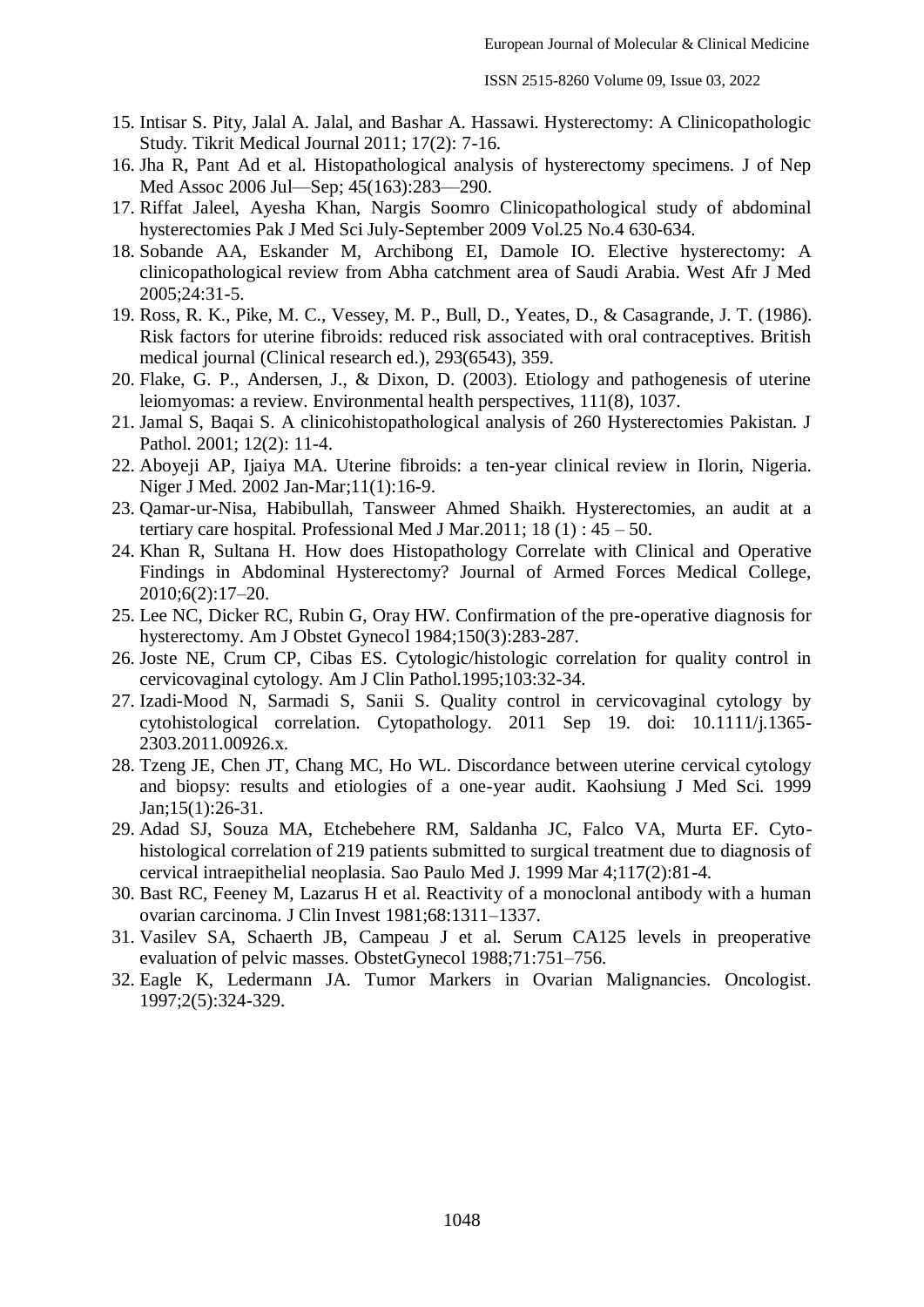15. Intisar S. Pity, Jalal A. Jalal, and Bashar A. Hassawi. Hysterectomy: A Clinicopathologic Study. Tikrit Medical Journal 2011; 17(2): 7-16.
16. Jha R, Pant Ad et al. Histopathological analysis of hysterectomy specimens. J of Nep Med Assoc 2006 Jul—Sep; 45(163):283—290.
17. Riffat Jaleel, Ayesha Khan, Nargis Soomro Clinicopathological study of abdominal hysterectomies Pak J Med Sci July-September 2009 Vol.25 No.4 630-634.
18. Sobande AA, Eskander M, Archibong EI, Damole IO. Elective hysterectomy: A clinicopathological review from Abha catchment area of Saudi Arabia. West Afr J Med 2005;24:31-5.
19. Ross, R. K., Pike, M. C., Vessey, M. P., Bull, D., Yeates, D., & Casagrande, J. T. (1986). Risk factors for uterine fibroids: reduced risk associated with oral contraceptives. British medical journal (Clinical research ed.), 293(6543), 359.
20. Flake, G. P., Andersen, J., & Dixon, D. (2003). Etiology and pathogenesis of uterine leiomyomas: a review. Environmental health perspectives, 111(8), 1037.
21. Jamal S, Baqai S. A clinicohistopathological analysis of 260 Hysterectomies Pakistan. J Pathol. 2001; 12(2): 11-4.
22. Aboyeji AP, Ijaiya MA. Uterine fibroids: a ten-year clinical review in Ilorin, Nigeria. Niger J Med. 2002 Jan-Mar;11(1):16-9.
23. Qamar-ur-Nisa, Habibullah, Tansweer Ahmed Shaikh. Hysterectomies, an audit at a tertiary care hospital. Professional Med J Mar.2011; 18 (1) : 45 – 50.
24. Khan R, Sultana H. How does Histopathology Correlate with Clinical and Operative Findings in Abdominal Hysterectomy? Journal of Armed Forces Medical College, 2010;6(2):17–20.
25. Lee NC, Dicker RC, Rubin G, Oray HW. Confirmation of the pre-operative diagnosis for hysterectomy. Am J Obstet Gynecol 1984;150(3):283-287.
26. Joste NE, Crum CP, Cibas ES. Cytologic/histologic correlation for quality control in cervicovaginal cytology. Am J Clin Pathol.1995;103:32-34.
27. Izadi-Mood N, Sarmadi S, Sanii S. Quality control in cervicovaginal cytology by cytohistological correlation. Cytopathology. 2011 Sep 19. doi: 10.1111/j.1365-2303.2011.00926.x.
28. Tzeng JE, Chen JT, Chang MC, Ho WL. Discordance between uterine cervical cytology and biopsy: results and etiologies of a one-year audit. Kaohsiung J Med Sci. 1999 Jan;15(1):26-31.
29. Adad SJ, Souza MA, Etchebehere RM, Saldanha JC, Falco VA, Murta EF. Cyto-histological correlation of 219 patients submitted to surgical treatment due to diagnosis of cervical intraepithelial neoplasia. Sao Paulo Med J. 1999 Mar 4;117(2):81-4.
30. Bast RC, Feeney M, Lazarus H et al. Reactivity of a monoclonal antibody with a human ovarian carcinoma. J Clin Invest 1981;68:1311–1337.
31. Vasilev SA, Schaerth JB, Campeau J et al. Serum CA125 levels in preoperative evaluation of pelvic masses. ObstetGynecol 1988;71:751–756.
32. Eagle K, Ledermann JA. Tumor Markers in Ovarian Malignancies. Oncologist. 1997;2(5):324-329.